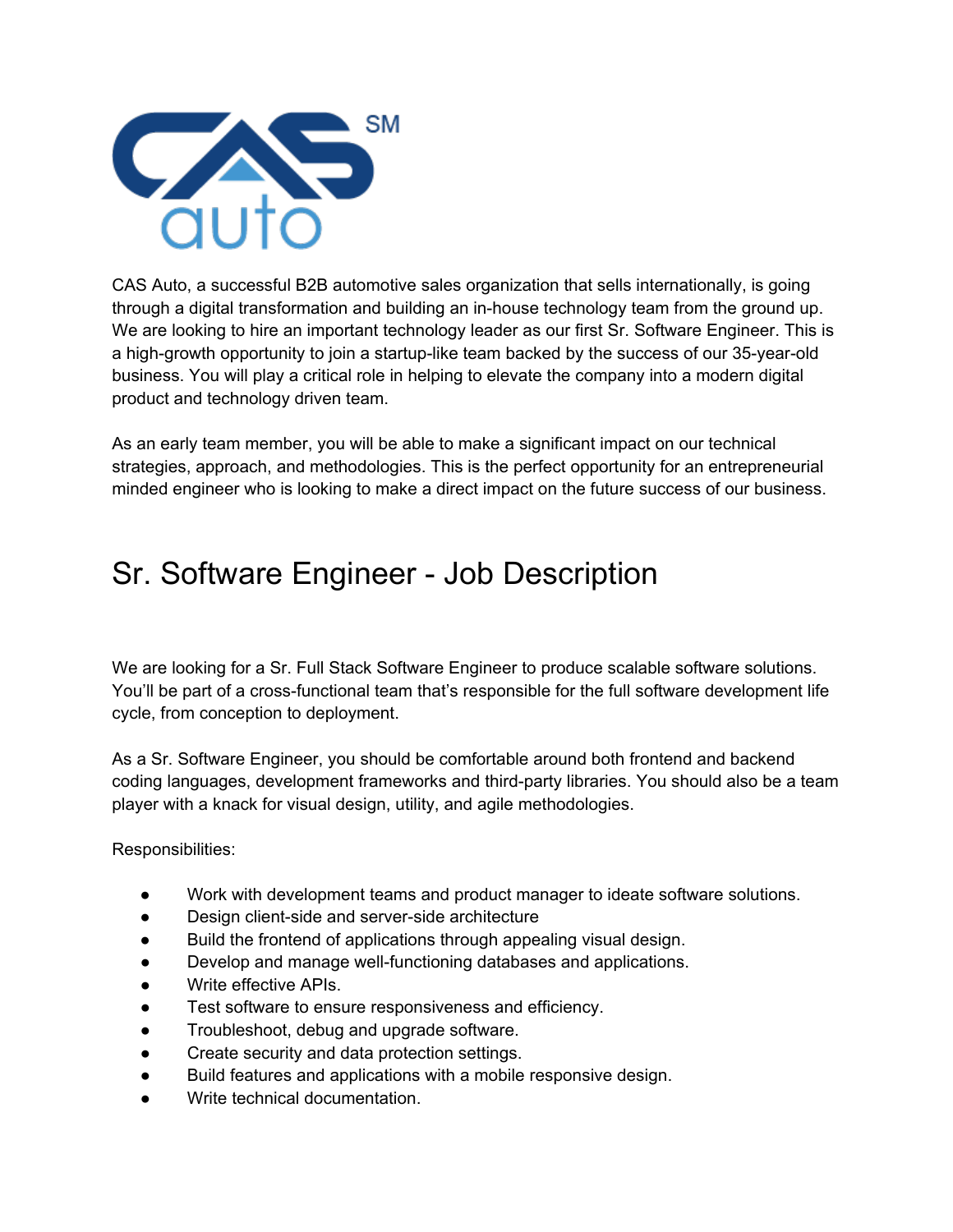CAS Auto, a successful B2B automotive sales organization that sells internationally, is going through a digital transformation and building an in-house technology team from the ground up. We are looking to hire an important technology leader as our first Sr. Software Engineer. This is a high-growth opportunity to join a startup-like team backed by the success of our 35-year-old business. You will play a critical role in helping to elevate the company into a modern digital product and technology driven team.

As an early team member, you will be able to make a significant impact on our technical strategies, approach, and methodologies. This is the perfect opportunity for an entrepreneurial minded engineer who is looking to make a direct impact on the future success of our business.

# Sr. Software Engineer - Job Description

We are looking for a Sr. Full Stack Software Engineer to produce scalable software solutions. You'll be part of a cross-functional team that's responsible for the full software development life cycle, from conception to deployment.

As a Sr. Software Engineer, you should be comfortable around both frontend and backend coding languages, development frameworks and third-party libraries. You should also be a team player with a knack for visual design, utility, and agile methodologies.

Responsibilities:

- Work with development teams and product manager to ideate software solutions.
- Design client-side and server-side architecture
- Build the frontend of applications through appealing visual design.
- Develop and manage well-functioning databases and applications.
- Write effective APIs.
- Test software to ensure responsiveness and efficiency.
- Troubleshoot, debug and upgrade software.
- Create security and data protection settings.
- Build features and applications with a mobile responsive design.
- Write technical documentation.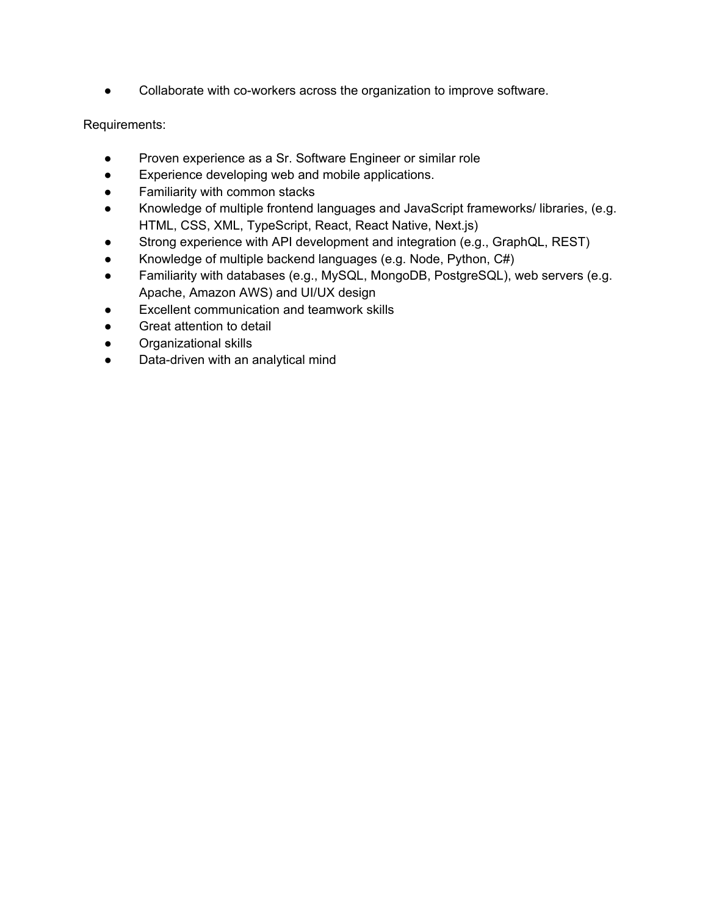- Collaborate with co-workers across the organization to improve software.

Requirements:

- Proven experience as a Sr. Software Engineer or similar role
- Experience developing web and mobile applications.
- Familiarity with common stacks
- Knowledge of multiple frontend languages and JavaScript frameworks/ libraries, (e.g. HTML, CSS, XML, TypeScript, React, React Native, Next.js)
- Strong experience with API development and integration (e.g., GraphQL, REST)
- Knowledge of multiple backend languages (e.g. Node, Python, C#)
- Familiarity with databases (e.g., MySQL, MongoDB, PostgreSQL), web servers (e.g. Apache, Amazon AWS) and UI/UX design
- Excellent communication and teamwork skills
- Great attention to detail
- Organizational skills
- Data-driven with an analytical mind